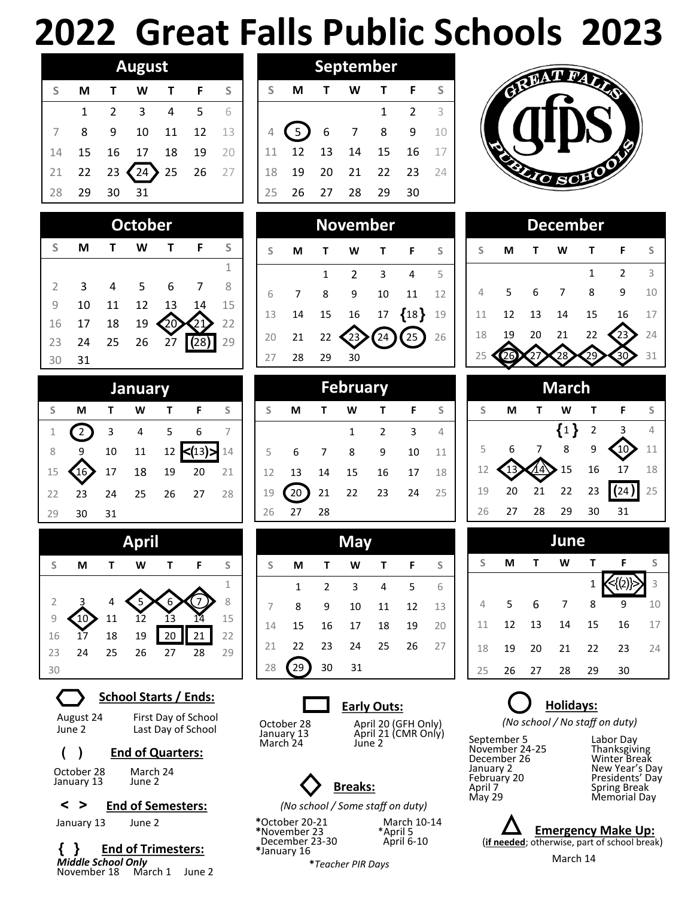# 2022 Great Falls Public Schools 2023

## August

| S | M | T | W | T | F | S |
|---|---|---|---|---|---|---|
| | 1 | 2 | 3 | 4 | 5 | 6 |
| 7 | 8 | 9 | 10 | 11 | 12 | 13 |
| 14 | 15 | 16 | 17 | 18 | 19 | 20 |
| 21 | 22 | 23 | 24 | 25 | 26 | 27 |
| 28 | 29 | 30 | 31 | | | |

## September

| S | M | T | W | T | F | S |
|---|---|---|---|---|---|---|
| | | | | 1 | 2 | 3 |
| 4 | 5 | 6 | 7 | 8 | 9 | 10 |
| 11 | 12 | 13 | 14 | 15 | 16 | 17 |
| 18 | 19 | 20 | 21 | 22 | 23 | 24 |
| 25 | 26 | 27 | 28 | 29 | 30 | |

GREAT FALLS gfps PUBLIC SCHOOLS

## October

| S | M | T | W | T | F | S |
|---|---|---|---|---|---|---|
| | | | | | | 1 |
| 2 | 3 | 4 | 5 | 6 | 7 | 8 |
| 9 | 10 | 11 | 12 | 13 | 14 | 15 |
| 16 | 17 | 18 | 19 | 20 | 21 | 22 |
| 23 | 24 | 25 | 26 | 27 | (28) | 29 |
| 30 | 31 | | | | | |

## November

| S | M | T | W | T | F | S |
|---|---|---|---|---|---|---|
| | | 1 | 2 | 3 | 4 | 5 |
| 6 | 7 | 8 | 9 | 10 | 11 | 12 |
| 13 | 14 | 15 | 16 | 17 | {18} | 19 |
| 20 | 21 | 22 | 23 | 24 | 25 | 26 |
| 27 | 28 | 29 | 30 | | | |

## December

| S | M | T | W | T | F | S |
|---|---|---|---|---|---|---|
| | | | | 1 | 2 | 3 |
| 4 | 5 | 6 | 7 | 8 | 9 | 10 |
| 11 | 12 | 13 | 14 | 15 | 16 | 17 |
| 18 | 19 | 20 | 21 | 22 | 23 | 24 |
| 25 | 26 | 27 | 28 | 29 | 30 | 31 |

## January

| S | M | T | W | T | F | S |
|---|---|---|---|---|---|---|
| 1 | 2 | 3 | 4 | 5 | 6 | 7 |
| 8 | 9 | 10 | 11 | 12 | <(13)> | 14 |
| 15 | 16 | 17 | 18 | 19 | 20 | 21 |
| 22 | 23 | 24 | 25 | 26 | 27 | 28 |
| 29 | 30 | 31 | | | | |

## February

| S | M | T | W | T | F | S |
|---|---|---|---|---|---|---|
| | | | 1 | 2 | 3 | 4 |
| 5 | 6 | 7 | 8 | 9 | 10 | 11 |
| 12 | 13 | 14 | 15 | 16 | 17 | 18 |
| 19 | 20 | 21 | 22 | 23 | 24 | 25 |
| 26 | 27 | 28 | | | | |

## March

| S | M | T | W | T | F | S |
|---|---|---|---|---|---|---|
| | | | {1} | 2 | 3 | 4 |
| 5 | 6 | 7 | 8 | 9 | 10 | 11 |
| 12 | 13 | 14 | 15 | 16 | 17 | 18 |
| 19 | 20 | 21 | 22 | 23 | (24) | 25 |
| 26 | 27 | 28 | 29 | 30 | 31 | |

## April

| S | M | T | W | T | F | S |
|---|---|---|---|---|---|---|
| | | | | | | 1 |
| 2 | 3 | 4 | 5 | 6 | 7 | 8 |
| 9 | 10 | 11 | 12 | 13 | 14 | 15 |
| 16 | 17 | 18 | 19 | 20 | 21 | 22 |
| 23 | 24 | 25 | 26 | 27 | 28 | 29 |
| 30 | | | | | | |

## May

| S | M | T | W | T | F | S |
|---|---|---|---|---|---|---|
| | 1 | 2 | 3 | 4 | 5 | 6 |
| 7 | 8 | 9 | 10 | 11 | 12 | 13 |
| 14 | 15 | 16 | 17 | 18 | 19 | 20 |
| 21 | 22 | 23 | 24 | 25 | 26 | 27 |
| 28 | 29 | 30 | 31 | | | |

## June

| S | M | T | W | T | F | S |
|---|---|---|---|---|---|---|
| | | | | 1 | <{(2)}> | 3 |
| 4 | 5 | 6 | 7 | 8 | 9 | 10 |
| 11 | 12 | 13 | 14 | 15 | 16 | 17 |
| 18 | 19 | 20 | 21 | 22 | 23 | 24 |
| 25 | 26 | 27 | 28 | 29 | 30 | |

### School Starts / Ends:

August 24 — First Day of School
June 2 — Last Day of School

### ( ) End of Quarters:

October 28 — March 24
January 13 — June 2

### < > End of Semesters:

January 13 — June 2

### { } End of Trimesters:

*Middle School Only*
November 18 — March 1 — June 2

### Early Outs:

October 28 — April 20 (GFH Only)
January 13 — April 21 (CMR Only)
March 24 — June 2

### Breaks:

*(No school / Some staff on duty)*

*October 20-21 — March 10-14
*November 23 — *April 5
December 23-30 — April 6-10
*January 16

**Teacher PIR Days*

### Holidays:

*(No school / No staff on duty)*

September 5 — Labor Day
November 24-25 — Thanksgiving
December 26 — Winter Break
January 2 — New Year's Day
February 20 — Presidents' Day
April 7 — Spring Break
May 29 — Memorial Day

### Emergency Make Up:

(**if needed**; otherwise, part of school break)

March 14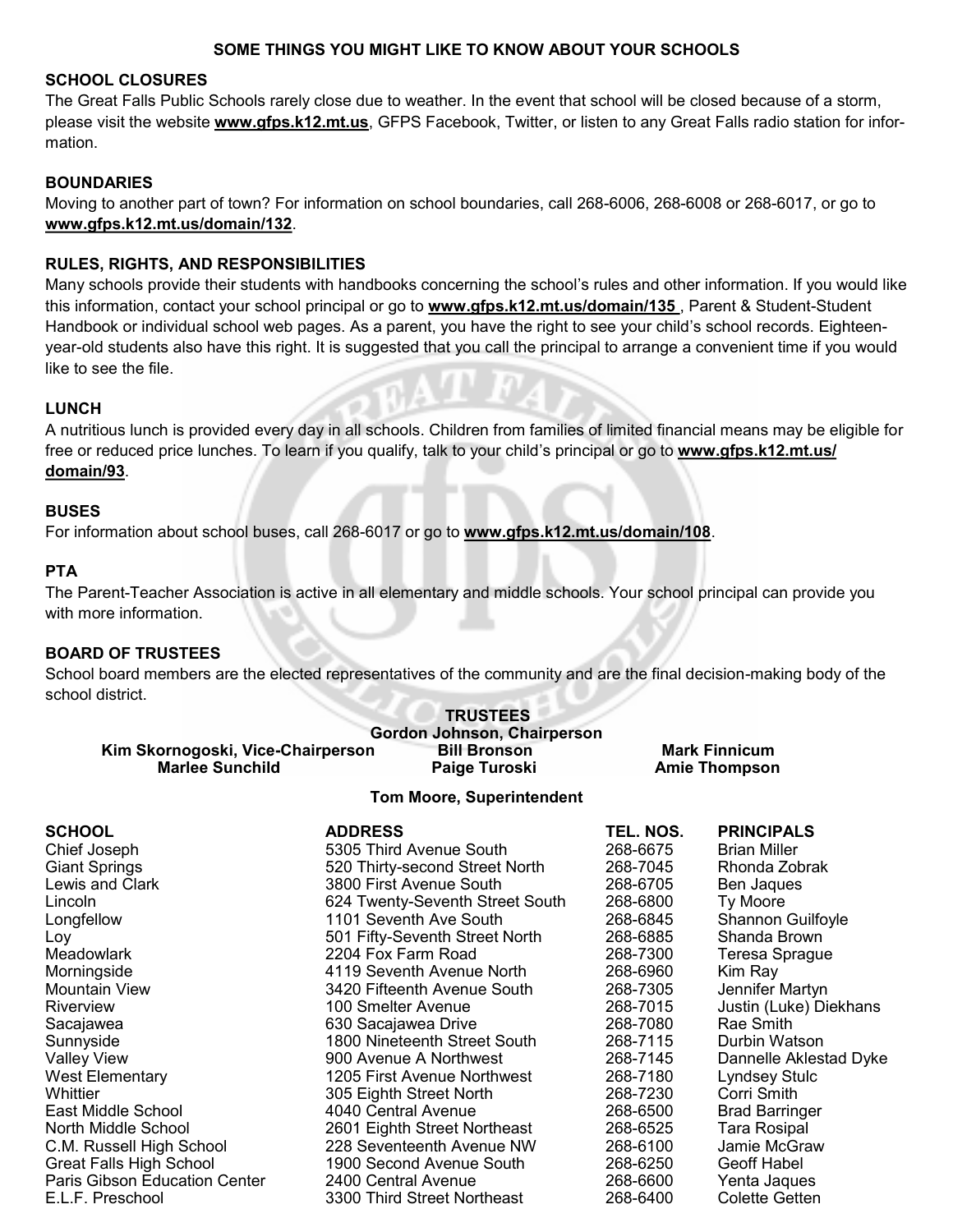## SOME THINGS YOU MIGHT LIKE TO KNOW ABOUT YOUR SCHOOLS

### SCHOOL CLOSURES

The Great Falls Public Schools rarely close due to weather. In the event that school will be closed because of a storm, please visit the website **www.gfps.k12.mt.us**, GFPS Facebook, Twitter, or listen to any Great Falls radio station for information.

### BOUNDARIES

Moving to another part of town? For information on school boundaries, call 268-6006, 268-6008 or 268-6017, or go to **www.gfps.k12.mt.us/domain/132**.

### RULES, RIGHTS, AND RESPONSIBILITIES

Many schools provide their students with handbooks concerning the school's rules and other information. If you would like this information, contact your school principal or go to **www.gfps.k12.mt.us/domain/135** , Parent & Student-Student Handbook or individual school web pages. As a parent, you have the right to see your child's school records. Eighteen-year-old students also have this right. It is suggested that you call the principal to arrange a convenient time if you would like to see the file.

### LUNCH

A nutritious lunch is provided every day in all schools. Children from families of limited financial means may be eligible for free or reduced price lunches. To learn if you qualify, talk to your child's principal or go to **www.gfps.k12.mt.us/domain/93**.

### BUSES

For information about school buses, call 268-6017 or go to **www.gfps.k12.mt.us/domain/108**.

### PTA

The Parent-Teacher Association is active in all elementary and middle schools. Your school principal can provide you with more information.

### BOARD OF TRUSTEES

School board members are the elected representatives of the community and are the final decision-making body of the school district.

**TRUSTEES**

**Gordon Johnson, Chairperson**

**Kim Skornogoski, Vice-Chairperson** | **Bill Bronson** | **Mark Finnicum**

**Marlee Sunchild** | **Paige Turoski** | **Amie Thompson**

**Tom Moore, Superintendent**

| SCHOOL | ADDRESS | TEL. NOS. | PRINCIPALS |
|---|---|---|---|
| Chief Joseph | 5305 Third Avenue South | 268-6675 | Brian Miller |
| Giant Springs | 520 Thirty-second Street North | 268-7045 | Rhonda Zobrak |
| Lewis and Clark | 3800 First Avenue South | 268-6705 | Ben Jaques |
| Lincoln | 624 Twenty-Seventh Street South | 268-6800 | Ty Moore |
| Longfellow | 1101 Seventh Ave South | 268-6845 | Shannon Guilfoyle |
| Loy | 501 Fifty-Seventh Street North | 268-6885 | Shanda Brown |
| Meadowlark | 2204 Fox Farm Road | 268-7300 | Teresa Sprague |
| Morningside | 4119 Seventh Avenue North | 268-6960 | Kim Ray |
| Mountain View | 3420 Fifteenth Avenue South | 268-7305 | Jennifer Martyn |
| Riverview | 100 Smelter Avenue | 268-7015 | Justin (Luke) Diekhans |
| Sacajawea | 630 Sacajawea Drive | 268-7080 | Rae Smith |
| Sunnyside | 1800 Nineteenth Street South | 268-7115 | Durbin Watson |
| Valley View | 900 Avenue A Northwest | 268-7145 | Dannelle Aklestad Dyke |
| West Elementary | 1205 First Avenue Northwest | 268-7180 | Lyndsey Stulc |
| Whittier | 305 Eighth Street North | 268-7230 | Corri Smith |
| East Middle School | 4040 Central Avenue | 268-6500 | Brad Barringer |
| North Middle School | 2601 Eighth Street Northeast | 268-6525 | Tara Rosipal |
| C.M. Russell High School | 228 Seventeenth Avenue NW | 268-6100 | Jamie McGraw |
| Great Falls High School | 1900 Second Avenue South | 268-6250 | Geoff Habel |
| Paris Gibson Education Center | 2400 Central Avenue | 268-6600 | Yenta Jaques |
| E.L.F. Preschool | 3300 Third Street Northeast | 268-6400 | Colette Getten |